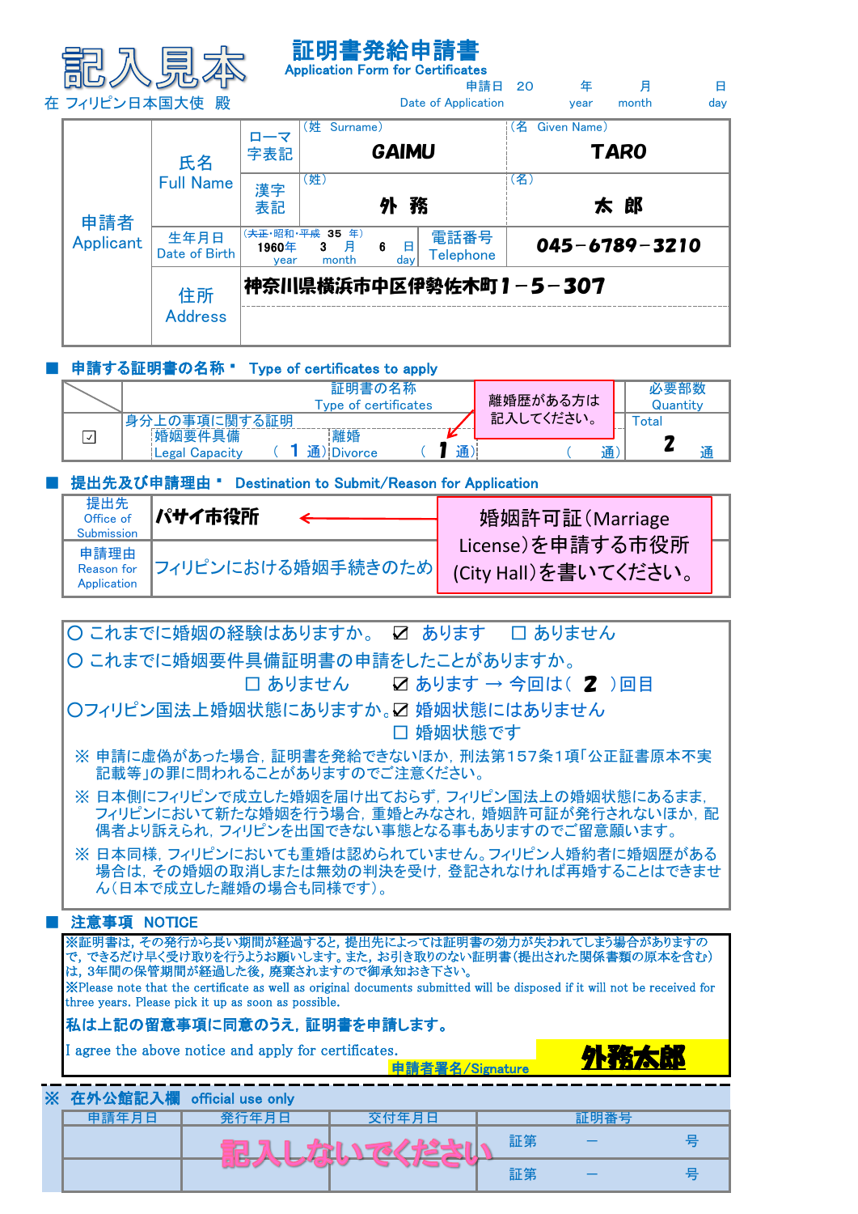# 記入見本

在 フィリピン日本国大使　殿

## 証明書発給申請書
Application Form for Certificates

申請日　20　　年　　月　　日
Date of Application　year　month　day

| 申請者 Applicant | 氏名 Full Name | ローマ字表記 | （姓 Surname） GAIMU | （名 Given Name） TARO |
|---|---|---|---|---|
| | | 漢字表記 | （姓） 外 務 | （名） 太 郎 |
| | 生年月日 Date of Birth | （大正・昭和・平成 35 年） 1960年 3 月 6 日 year month day | 電話番号 Telephone | 045－6789－3210 |
| | 住所 Address | 神奈川県横浜市中区伊勢佐木町１－５－307 | | |

■ 申請する証明書の名称 Type of certificates to apply

| | 証明書の名称 Type of certificates | | | 必要部数 Quantity |
|---|---|---|---|---|
| ☑ | 身分上の事項に関する証明 婚姻要件具備 Legal Capacity （ 1 通） | 離婚 Divorce （ 1 通） | （　通） | Total 2 通 |

離婚歴がある方は記入してください。

■ 提出先及び申請理由 Destination to Submit/Reason for Application

| 提出先 Office of Submission | パサイ市役所 |
|---|---|
| 申請理由 Reason for Application | フィリピンにおける婚姻手続きのため |

婚姻許可証（Marriage License）を申請する市役所(City Hall)を書いてください。

○ これまでに婚姻の経験はありますか。 ☑ あります　☐ ありません

○ これまでに婚姻要件具備証明書の申請をしたことがありますか。
☐ ありません　☑ あります → 今回は（ 2 ）回目

○フィリピン国法上婚姻状態にありますか。☑ 婚姻状態にはありません
☐ 婚姻状態です

※ 申請に虚偽があった場合，証明書を発給できないほか，刑法第157条1項「公正証書原本不実記載等」の罪に問われることがありますのでご注意ください。

※ 日本側にフィリピンで成立した婚姻を届け出ておらず，フィリピン国法上の婚姻状態にあるまま，フィリピンにおいて新たな婚姻を行う場合，重婚とみなされ，婚姻許可証が発行されないほか，配偶者より訴えられ，フィリピンを出国できない事態となる事もありますのでご留意願います。

※ 日本同様，フィリピンにおいても重婚は認められていません。フィリピン人婚約者に婚姻歴がある場合は，その婚姻の取消しまたは無効の判決を受け，登記されなければ再婚することはできません（日本で成立した離婚の場合も同様です）。

■ 注意事項 NOTICE

※証明書は，その発行から長い期間が経過すると，提出先によっては証明書の効力が失われてしまう場合がありますので，できるだけ早く受け取りを行うようお願いします。また，お引き取りのない証明書（提出された関係書類の原本を含む）は，3年間の保管期間が経過した後，廃棄されますので御承知おき下さい。

※Please note that the certificate as well as original documents submitted will be disposed if it will not be received for three years. Please pick it up as soon as possible.

**私は上記の留意事項に同意のうえ，証明書を申請します。**

I agree the above notice and apply for certificates.

申請者署名/Signature　外務太郎

※ 在外公館記入欄 official use only

| 申請年月日 | 発行年月日 | 交付年月日 | 証明番号 |
|---|---|---|---|
| | | | 証第　　－　　号 |
| | | | 証第　　－　　号 |

記入しないでください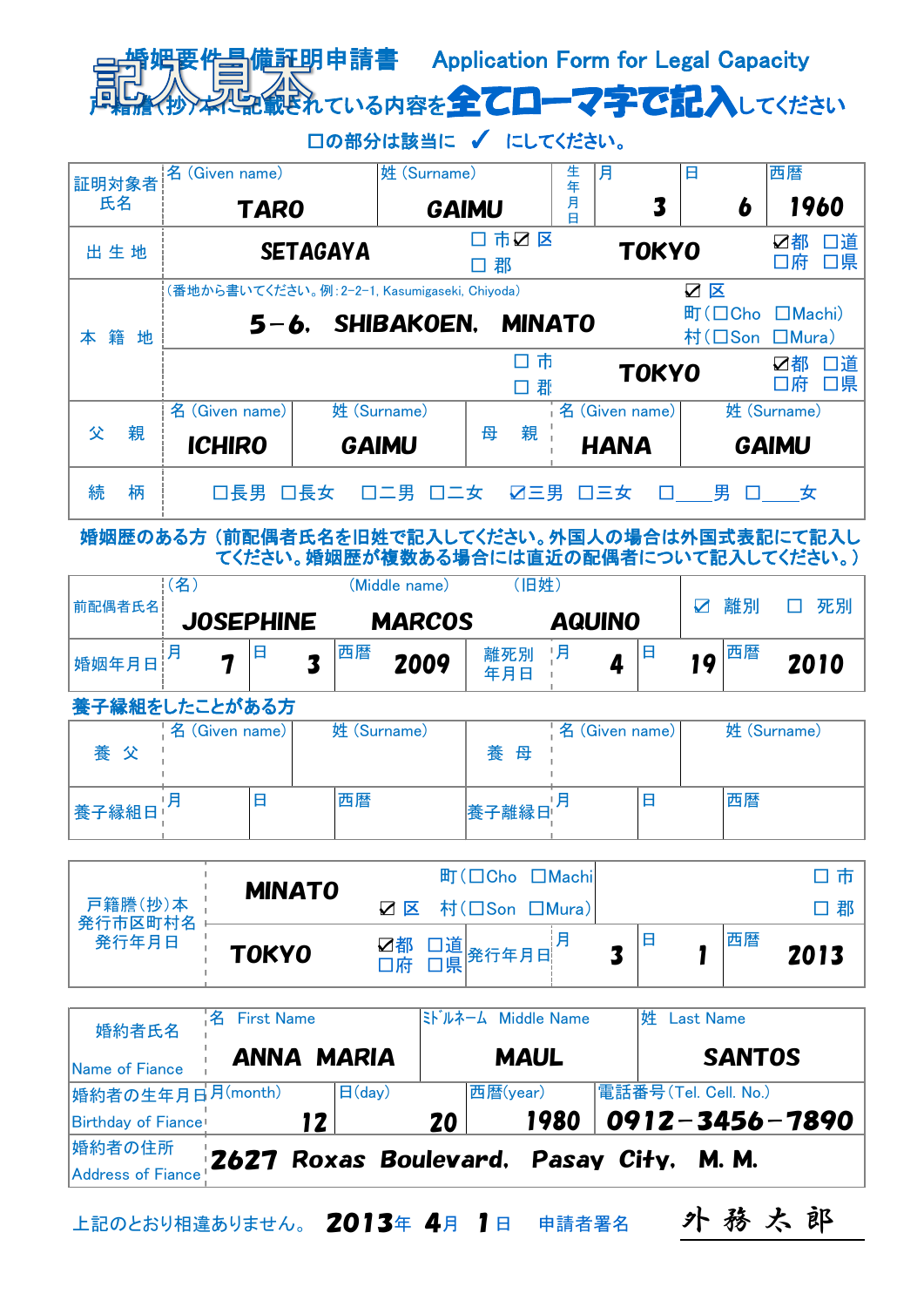# 婚姻要件具備証明申請書　Application Form for Legal Capacity

記入見本

戸籍謄（抄）本に記載されている内容を**全てローマ字で記入**してください

☐の部分は該当に ✓ にしてください。

| | | | | | | | |
|---|---|---|---|---|---|---|---|
| 証明対象者氏名 | 名（Given name）<br>TARO | 姓（Surname）<br>GAIMU | 生年月日 | 月<br>3 | 日<br>6 | 西暦<br>1960 | |
| 出生地 | SETAGAYA | ☐ 市 ☑ 区<br>☐ 郡 | TOKYO | ☑都 ☐道<br>☐府 ☐県 | | | |
| 本籍地 | （番地から書いてください。例：2-2-1, Kasumigaseki, Chiyoda）<br>5－6, SHIBAKOEN, MINATO | ☑ 区<br>町（☐Cho ☐Machi）<br>村（☐Son ☐Mura） | | | | | |
| | | ☐ 市<br>☐ 郡 | TOKYO | ☑都 ☐道<br>☐府 ☐県 | | | |
| 父親 | 名（Given name）<br>ICHIRO | 姓（Surname）<br>GAIMU | 母親 | 名（Given name）<br>HANA | 姓（Surname）<br>GAIMU | | |
| 続柄 | ☐長男 ☐長女 ☐二男 ☐二女 ☑三男 ☐三女 ☐＿＿男 ☐＿＿女 | | | | | | |

**婚姻歴のある方（前配偶者氏名を旧姓で記入してください。外国人の場合は外国式表記にて記入してください。婚姻歴が複数ある場合には直近の配偶者について記入してください。）**

| | | | | | | | |
|---|---|---|---|---|---|---|---|
| 前配偶者氏名 | （名）<br>JOSEPHINE | （Middle name）<br>MARCOS | （旧姓）<br>AQUINO | ☑ 離別 ☐ 死別 | | | |
| 婚姻年月日 | 月<br>7 | 日<br>3 | 西暦<br>2009 | 離死別年月日 | 月<br>4 | 日<br>19 | 西暦<br>2010 |

**養子縁組をしたことがある方**

| | | | | | | | |
|---|---|---|---|---|---|---|---|
| 養父 | 名（Given name） | 姓（Surname） | | 養母 | 名（Given name） | 姓（Surname） | |
| 養子縁組日 | 月 | 日 | 西暦 | 養子離縁日 | 月 | 日 | 西暦 |

| | | | | | | | |
|---|---|---|---|---|---|---|---|
| 戸籍謄（抄）本発行市区町村名<br>発行年月日 | MINATO | ☑ 区　町（☐Cho ☐Machi）<br>村（☐Son ☐Mura） | ☐ 市<br>☐ 郡 | | | | |
| | TOKYO | ☑都 ☐道<br>☐府 ☐県 | 発行年月日 | 月<br>3 | 日<br>1 | 西暦<br>2013 | |

| | | | | |
|---|---|---|---|---|
| 婚約者氏名<br>Name of Fiance | 名 First Name<br>ANNA MARIA | ﾐﾄﾞﾙﾈｰﾑ Middle Name<br>MAUL | 姓 Last Name<br>SANTOS | |
| 婚約者の生年月日<br>Birthday of Fiance | 月(month)<br>12 | 日(day)<br>20 | 西暦(year)<br>1980 | 電話番号（Tel. Cell. No.）<br>0912－3456－7890 |
| 婚約者の住所<br>Address of Fiance | 2627 Roxas Boulevard, Pasay City, M. M. | | | |

上記のとおり相違ありません。　2013年 4月 1日　申請者署名　外 務 太 郎